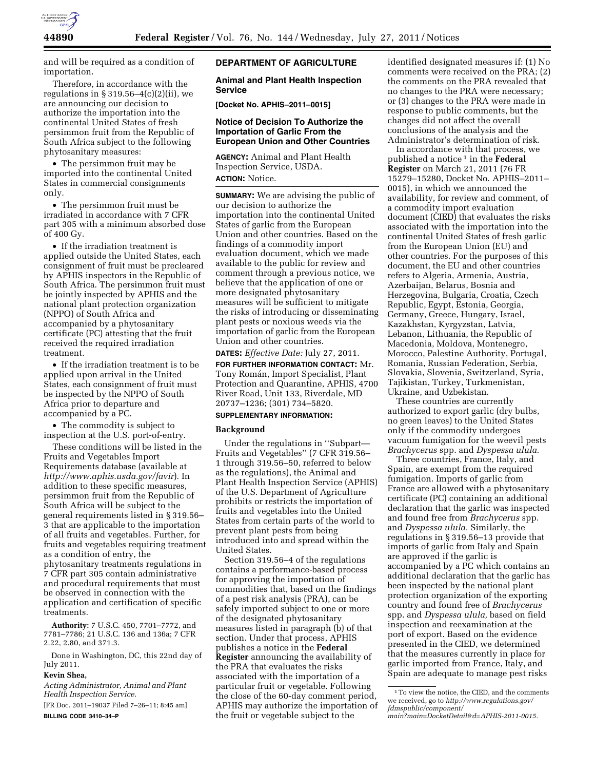and will be required as a condition of importation.

Therefore, in accordance with the regulations in § 319.56–4(c)(2)(ii), we are announcing our decision to authorize the importation into the continental United States of fresh persimmon fruit from the Republic of South Africa subject to the following phytosanitary measures:

- The persimmon fruit may be imported into the continental United States in commercial consignments only.
- The persimmon fruit must be irradiated in accordance with 7 CFR part 305 with a minimum absorbed dose of 400 Gy.
- If the irradiation treatment is applied outside the United States, each consignment of fruit must be precleared by APHIS inspectors in the Republic of South Africa. The persimmon fruit must be jointly inspected by APHIS and the national plant protection organization (NPPO) of South Africa and accompanied by a phytosanitary certificate (PC) attesting that the fruit received the required irradiation treatment.
- If the irradiation treatment is to be applied upon arrival in the United States, each consignment of fruit must be inspected by the NPPO of South Africa prior to departure and accompanied by a PC.
- The commodity is subject to inspection at the U.S. port-of-entry.

These conditions will be listed in the Fruits and Vegetables Import Requirements database (available at *http://www.aphis.usda.gov/favir*). In addition to these specific measures, persimmon fruit from the Republic of South Africa will be subject to the general requirements listed in § 319.56–3 that are applicable to the importation of all fruits and vegetables. Further, for fruits and vegetables requiring treatment as a condition of entry, the phytosanitary treatments regulations in 7 CFR part 305 contain administrative and procedural requirements that must be observed in connection with the application and certification of specific treatments.

**Authority:** 7 U.S.C. 450, 7701–7772, and 7781–7786; 21 U.S.C. 136 and 136a; 7 CFR 2.22, 2.80, and 371.3.

Done in Washington, DC, this 22nd day of July 2011.

**Kevin Shea,**

*Acting Administrator, Animal and Plant Health Inspection Service.*

[FR Doc. 2011–19037 Filed 7–26–11; 8:45 am]

**BILLING CODE 3410–34–P**

## DEPARTMENT OF AGRICULTURE

### Animal and Plant Health Inspection Service

**[Docket No. APHIS–2011–0015]**

### Notice of Decision To Authorize the Importation of Garlic From the European Union and Other Countries

**AGENCY:** Animal and Plant Health Inspection Service, USDA.

**ACTION:** Notice.

**SUMMARY:** We are advising the public of our decision to authorize the importation into the continental United States of garlic from the European Union and other countries. Based on the findings of a commodity import evaluation document, which we made available to the public for review and comment through a previous notice, we believe that the application of one or more designated phytosanitary measures will be sufficient to mitigate the risks of introducing or disseminating plant pests or noxious weeds via the importation of garlic from the European Union and other countries.

**DATES:** *Effective Date:* July 27, 2011.

**FOR FURTHER INFORMATION CONTACT:** Mr. Tony Román, Import Specialist, Plant Protection and Quarantine, APHIS, 4700 River Road, Unit 133, Riverdale, MD 20737–1236; (301) 734–5820.

**SUPPLEMENTARY INFORMATION:**

#### Background

Under the regulations in ''Subpart—Fruits and Vegetables'' (7 CFR 319.56–1 through 319.56–50, referred to below as the regulations), the Animal and Plant Health Inspection Service (APHIS) of the U.S. Department of Agriculture prohibits or restricts the importation of fruits and vegetables into the United States from certain parts of the world to prevent plant pests from being introduced into and spread within the United States.

Section 319.56–4 of the regulations contains a performance-based process for approving the importation of commodities that, based on the findings of a pest risk analysis (PRA), can be safely imported subject to one or more of the designated phytosanitary measures listed in paragraph (b) of that section. Under that process, APHIS publishes a notice in the **Federal Register** announcing the availability of the PRA that evaluates the risks associated with the importation of a particular fruit or vegetable. Following the close of the 60-day comment period, APHIS may authorize the importation of the fruit or vegetable subject to the identified designated measures if: (1) No comments were received on the PRA; (2) the comments on the PRA revealed that no changes to the PRA were necessary; or (3) changes to the PRA were made in response to public comments, but the changes did not affect the overall conclusions of the analysis and the Administrator's determination of risk.

In accordance with that process, we published a notice [1] in the **Federal Register** on March 21, 2011 (76 FR 15279–15280, Docket No. APHIS–2011–0015), in which we announced the availability, for review and comment, of a commodity import evaluation document (CIED) that evaluates the risks associated with the importation into the continental United States of fresh garlic from the European Union (EU) and other countries. For the purposes of this document, the EU and other countries refers to Algeria, Armenia, Austria, Azerbaijan, Belarus, Bosnia and Herzegovina, Bulgaria, Croatia, Czech Republic, Egypt, Estonia, Georgia, Germany, Greece, Hungary, Israel, Kazakhstan, Kyrgyzstan, Latvia, Lebanon, Lithuania, the Republic of Macedonia, Moldova, Montenegro, Morocco, Palestine Authority, Portugal, Romania, Russian Federation, Serbia, Slovakia, Slovenia, Switzerland, Syria, Tajikistan, Turkey, Turkmenistan, Ukraine, and Uzbekistan.

These countries are currently authorized to export garlic (dry bulbs, no green leaves) to the United States only if the commodity undergoes vacuum fumigation for the weevil pests *Brachycerus* spp. and *Dyspessa ulula.*

Three countries, France, Italy, and Spain, are exempt from the required fumigation. Imports of garlic from France are allowed with a phytosanitary certificate (PC) containing an additional declaration that the garlic was inspected and found free from *Brachycerus* spp. and *Dyspessa ulula.* Similarly, the regulations in § 319.56–13 provide that imports of garlic from Italy and Spain are approved if the garlic is accompanied by a PC which contains an additional declaration that the garlic has been inspected by the national plant protection organization of the exporting country and found free of *Brachycerus* spp. and *Dyspessa ulula,* based on field inspection and reexamination at the port of export. Based on the evidence presented in the CIED, we determined that the measures currently in place for garlic imported from France, Italy, and Spain are adequate to manage pest risks

[1] To view the notice, the CIED, and the comments we received, go to *http://www.regulations.gov/fdmspublic/component/main?main=DocketDetail&d=APHIS-2011-0015.*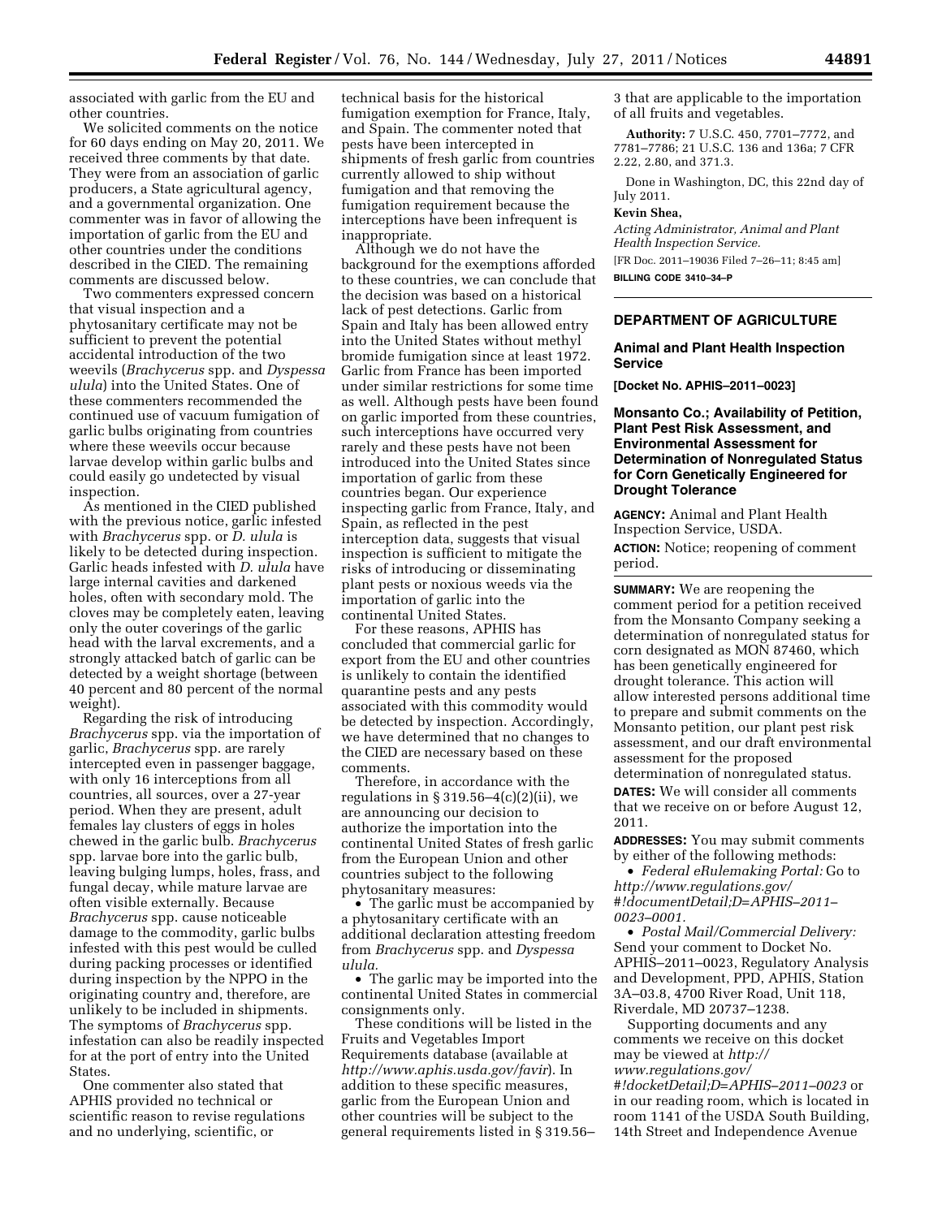associated with garlic from the EU and other countries.

We solicited comments on the notice for 60 days ending on May 20, 2011. We received three comments by that date. They were from an association of garlic producers, a State agricultural agency, and a governmental organization. One commenter was in favor of allowing the importation of garlic from the EU and other countries under the conditions described in the CIED. The remaining comments are discussed below.

Two commenters expressed concern that visual inspection and a phytosanitary certificate may not be sufficient to prevent the potential accidental introduction of the two weevils (*Brachycerus* spp. and *Dyspessa ulula*) into the United States. One of these commenters recommended the continued use of vacuum fumigation of garlic bulbs originating from countries where these weevils occur because larvae develop within garlic bulbs and could easily go undetected by visual inspection.

As mentioned in the CIED published with the previous notice, garlic infested with *Brachycerus* spp. or *D. ulula* is likely to be detected during inspection. Garlic heads infested with *D. ulula* have large internal cavities and darkened holes, often with secondary mold. The cloves may be completely eaten, leaving only the outer coverings of the garlic head with the larval excrements, and a strongly attacked batch of garlic can be detected by a weight shortage (between 40 percent and 80 percent of the normal weight).

Regarding the risk of introducing *Brachycerus* spp. via the importation of garlic, *Brachycerus* spp. are rarely intercepted even in passenger baggage, with only 16 interceptions from all countries, all sources, over a 27-year period. When they are present, adult females lay clusters of eggs in holes chewed in the garlic bulb. *Brachycerus* spp. larvae bore into the garlic bulb, leaving bulging lumps, holes, frass, and fungal decay, while mature larvae are often visible externally. Because *Brachycerus* spp. cause noticeable damage to the commodity, garlic bulbs infested with this pest would be culled during packing processes or identified during inspection by the NPPO in the originating country and, therefore, are unlikely to be included in shipments. The symptoms of *Brachycerus* spp. infestation can also be readily inspected for at the port of entry into the United States.

One commenter also stated that APHIS provided no technical or scientific reason to revise regulations and no underlying, scientific, or technical basis for the historical fumigation exemption for France, Italy, and Spain. The commenter noted that pests have been intercepted in shipments of fresh garlic from countries currently allowed to ship without fumigation and that removing the fumigation requirement because the interceptions have been infrequent is inappropriate.

Although we do not have the background for the exemptions afforded to these countries, we can conclude that the decision was based on a historical lack of pest detections. Garlic from Spain and Italy has been allowed entry into the United States without methyl bromide fumigation since at least 1972. Garlic from France has been imported under similar restrictions for some time as well. Although pests have been found on garlic imported from these countries, such interceptions have occurred very rarely and these pests have not been introduced into the United States since importation of garlic from these countries began. Our experience inspecting garlic from France, Italy, and Spain, as reflected in the pest interception data, suggests that visual inspection is sufficient to mitigate the risks of introducing or disseminating plant pests or noxious weeds via the importation of garlic into the continental United States.

For these reasons, APHIS has concluded that commercial garlic for export from the EU and other countries is unlikely to contain the identified quarantine pests and any pests associated with this commodity would be detected by inspection. Accordingly, we have determined that no changes to the CIED are necessary based on these comments.

Therefore, in accordance with the regulations in § 319.56–4(c)(2)(ii), we are announcing our decision to authorize the importation into the continental United States of fresh garlic from the European Union and other countries subject to the following phytosanitary measures:

- The garlic must be accompanied by a phytosanitary certificate with an additional declaration attesting freedom from *Brachycerus* spp. and *Dyspessa ulula.*
- The garlic may be imported into the continental United States in commercial consignments only.

These conditions will be listed in the Fruits and Vegetables Import Requirements database (available at *http://www.aphis.usda.gov/favir*). In addition to these specific measures, garlic from the European Union and other countries will be subject to the general requirements listed in § 319.56–3 that are applicable to the importation of all fruits and vegetables.

**Authority:** 7 U.S.C. 450, 7701–7772, and 7781–7786; 21 U.S.C. 136 and 136a; 7 CFR 2.22, 2.80, and 371.3.

Done in Washington, DC, this 22nd day of July 2011.

**Kevin Shea,**

*Acting Administrator, Animal and Plant Health Inspection Service.*

[FR Doc. 2011–19036 Filed 7–26–11; 8:45 am]

**BILLING CODE 3410–34–P**

---

## DEPARTMENT OF AGRICULTURE

### Animal and Plant Health Inspection Service

**[Docket No. APHIS–2011–0023]**

### Monsanto Co.; Availability of Petition, Plant Pest Risk Assessment, and Environmental Assessment for Determination of Nonregulated Status for Corn Genetically Engineered for Drought Tolerance

**AGENCY:** Animal and Plant Health Inspection Service, USDA.

**ACTION:** Notice; reopening of comment period.

**SUMMARY:** We are reopening the comment period for a petition received from the Monsanto Company seeking a determination of nonregulated status for corn designated as MON 87460, which has been genetically engineered for drought tolerance. This action will allow interested persons additional time to prepare and submit comments on the Monsanto petition, our plant pest risk assessment, and our draft environmental assessment for the proposed determination of nonregulated status.

**DATES:** We will consider all comments that we receive on or before August 12, 2011.

**ADDRESSES:** You may submit comments by either of the following methods:

- *Federal eRulemaking Portal:* Go to *http://www.regulations.gov/#!documentDetail;D=APHIS-2011-0023-0001.*
- *Postal Mail/Commercial Delivery:* Send your comment to Docket No. APHIS–2011–0023, Regulatory Analysis and Development, PPD, APHIS, Station 3A–03.8, 4700 River Road, Unit 118, Riverdale, MD 20737–1238.

Supporting documents and any comments we receive on this docket may be viewed at *http://www.regulations.gov/#!docketDetail;D=APHIS-2011-0023* or in our reading room, which is located in room 1141 of the USDA South Building, 14th Street and Independence Avenue